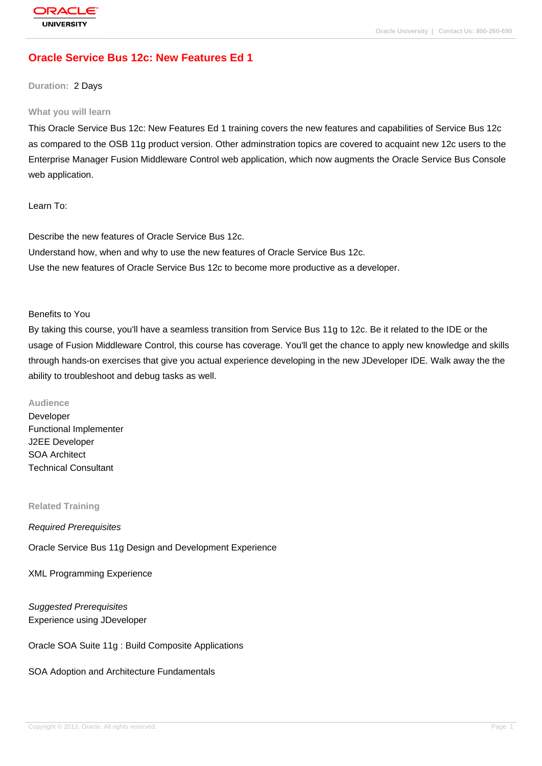# Oracle Service Bus 12c: New Features Ed 1

**Duration:** 2 Days

## What you will learn

This Oracle Service Bus 12c: New Features Ed 1 training covers the new features and capabilities of Service Bus 12c as compared to the OSB 11g product version. Other adminstration topics are covered to acquaint new 12c users to the Enterprise Manager Fusion Middleware Control web application, which now augments the Oracle Service Bus Console web application.

Learn To:

Describe the new features of Oracle Service Bus 12c.
Understand how, when and why to use the new features of Oracle Service Bus 12c.
Use the new features of Oracle Service Bus 12c to become more productive as a developer.

Benefits to You
By taking this course, you'll have a seamless transition from Service Bus 11g to 12c. Be it related to the IDE or the usage of Fusion Middleware Control, this course has coverage. You'll get the chance to apply new knowledge and skills through hands-on exercises that give you actual experience developing in the new JDeveloper IDE. Walk away the the ability to troubleshoot and debug tasks as well.

## Audience

Developer
Functional Implementer
J2EE Developer
SOA Architect
Technical Consultant

## Related Training

*Required Prerequisites*

Oracle Service Bus 11g Design and Development Experience

XML Programming Experience

*Suggested Prerequisites*
Experience using JDeveloper

Oracle SOA Suite 11g : Build Composite Applications

SOA Adoption and Architecture Fundamentals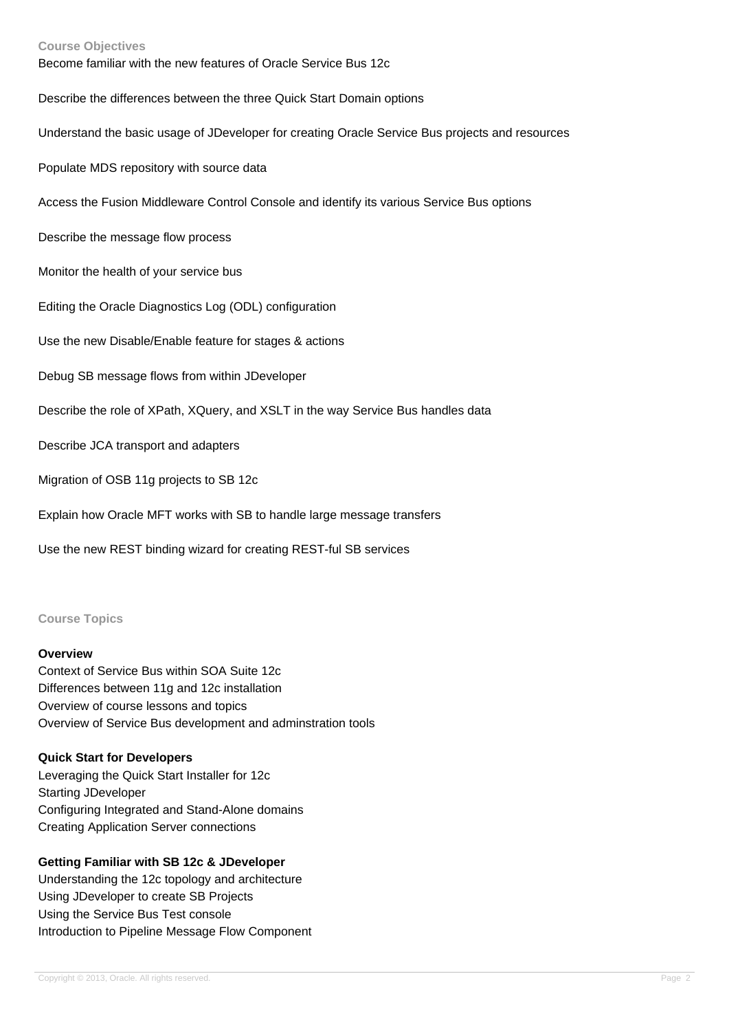### Course Objectives

Become familiar with the new features of Oracle Service Bus 12c

Describe the differences between the three Quick Start Domain options

Understand the basic usage of JDeveloper for creating Oracle Service Bus projects and resources

Populate MDS repository with source data

Access the Fusion Middleware Control Console and identify its various Service Bus options

Describe the message flow process

Monitor the health of your service bus

Editing the Oracle Diagnostics Log (ODL) configuration

Use the new Disable/Enable feature for stages & actions

Debug SB message flows from within JDeveloper

Describe the role of XPath, XQuery, and XSLT in the way Service Bus handles data

Describe JCA transport and adapters

Migration of OSB 11g projects to SB 12c

Explain how Oracle MFT works with SB to handle large message transfers

Use the new REST binding wizard for creating REST-ful SB services

### Course Topics

**Overview**

Context of Service Bus within SOA Suite 12c
Differences between 11g and 12c installation
Overview of course lessons and topics
Overview of Service Bus development and adminstration tools

**Quick Start for Developers**

Leveraging the Quick Start Installer for 12c
Starting JDeveloper
Configuring Integrated and Stand-Alone domains
Creating Application Server connections

**Getting Familiar with SB 12c & JDeveloper**

Understanding the 12c topology and architecture
Using JDeveloper to create SB Projects
Using the Service Bus Test console
Introduction to Pipeline Message Flow Component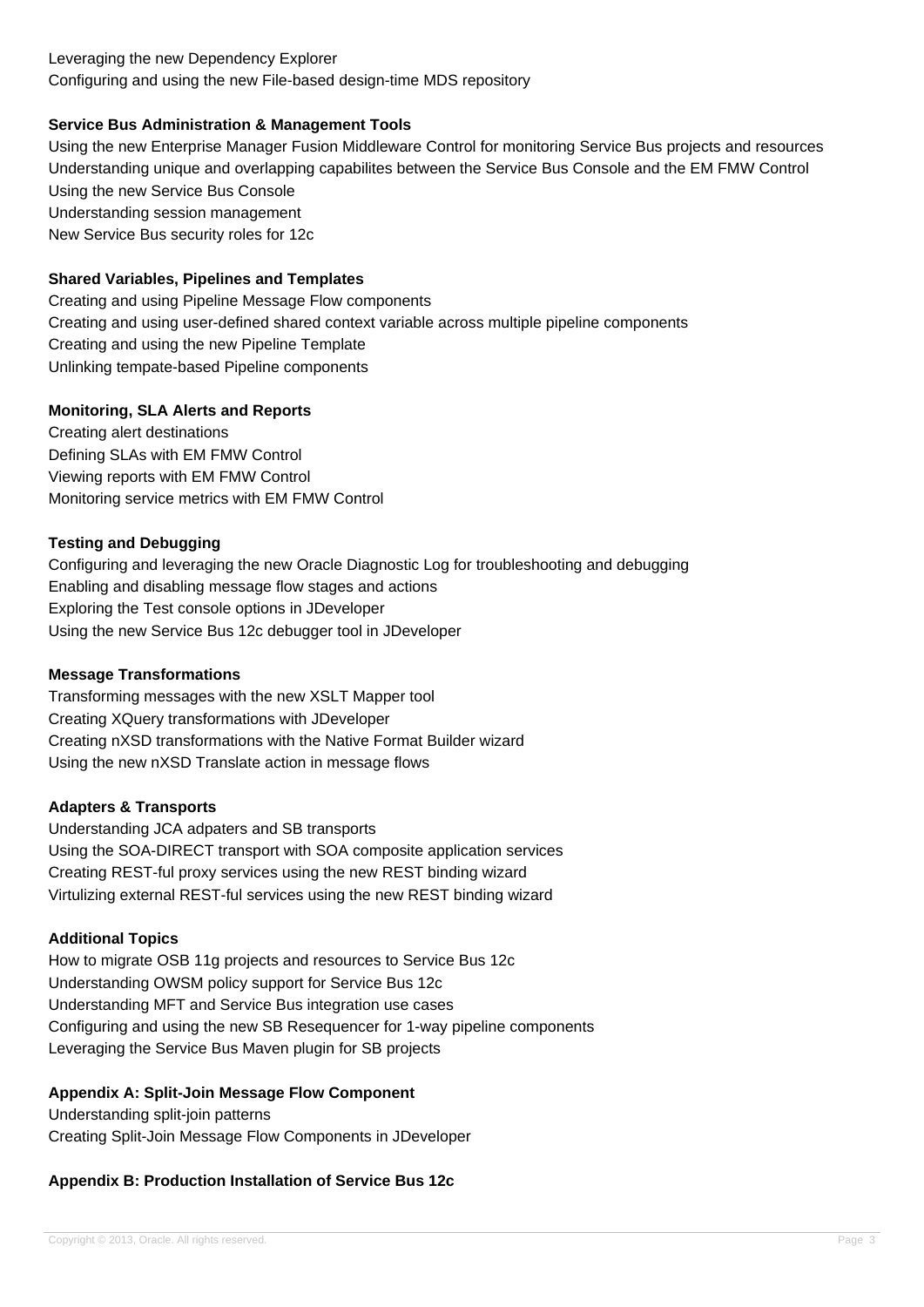Leveraging the new Dependency Explorer
Configuring and using the new File-based design-time MDS repository

**Service Bus Administration & Management Tools**

Using the new Enterprise Manager Fusion Middleware Control for monitoring Service Bus projects and resources
Understanding unique and overlapping capabilites between the Service Bus Console and the EM FMW Control
Using the new Service Bus Console
Understanding session management
New Service Bus security roles for 12c

**Shared Variables, Pipelines and Templates**

Creating and using Pipeline Message Flow components
Creating and using user-defined shared context variable across multiple pipeline components
Creating and using the new Pipeline Template
Unlinking tempate-based Pipeline components

**Monitoring, SLA Alerts and Reports**

Creating alert destinations
Defining SLAs with EM FMW Control
Viewing reports with EM FMW Control
Monitoring service metrics with EM FMW Control

**Testing and Debugging**

Configuring and leveraging the new Oracle Diagnostic Log for troubleshooting and debugging
Enabling and disabling message flow stages and actions
Exploring the Test console options in JDeveloper
Using the new Service Bus 12c debugger tool in JDeveloper

**Message Transformations**

Transforming messages with the new XSLT Mapper tool
Creating XQuery transformations with JDeveloper
Creating nXSD transformations with the Native Format Builder wizard
Using the new nXSD Translate action in message flows

**Adapters & Transports**

Understanding JCA adpaters and SB transports
Using the SOA-DIRECT transport with SOA composite application services
Creating REST-ful proxy services using the new REST binding wizard
Virtulizing external REST-ful services using the new REST binding wizard

**Additional Topics**

How to migrate OSB 11g projects and resources to Service Bus 12c
Understanding OWSM policy support for Service Bus 12c
Understanding MFT and Service Bus integration use cases
Configuring and using the new SB Resequencer for 1-way pipeline components
Leveraging the Service Bus Maven plugin for SB projects

**Appendix A: Split-Join Message Flow Component**

Understanding split-join patterns
Creating Split-Join Message Flow Components in JDeveloper

**Appendix B: Production Installation of Service Bus 12c**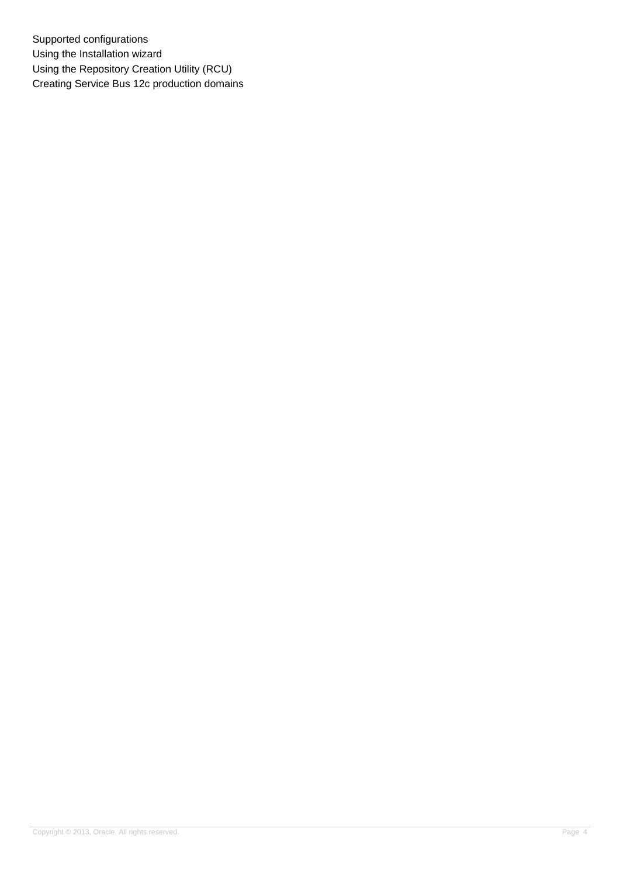Supported configurations
Using the Installation wizard
Using the Repository Creation Utility (RCU)
Creating Service Bus 12c production domains